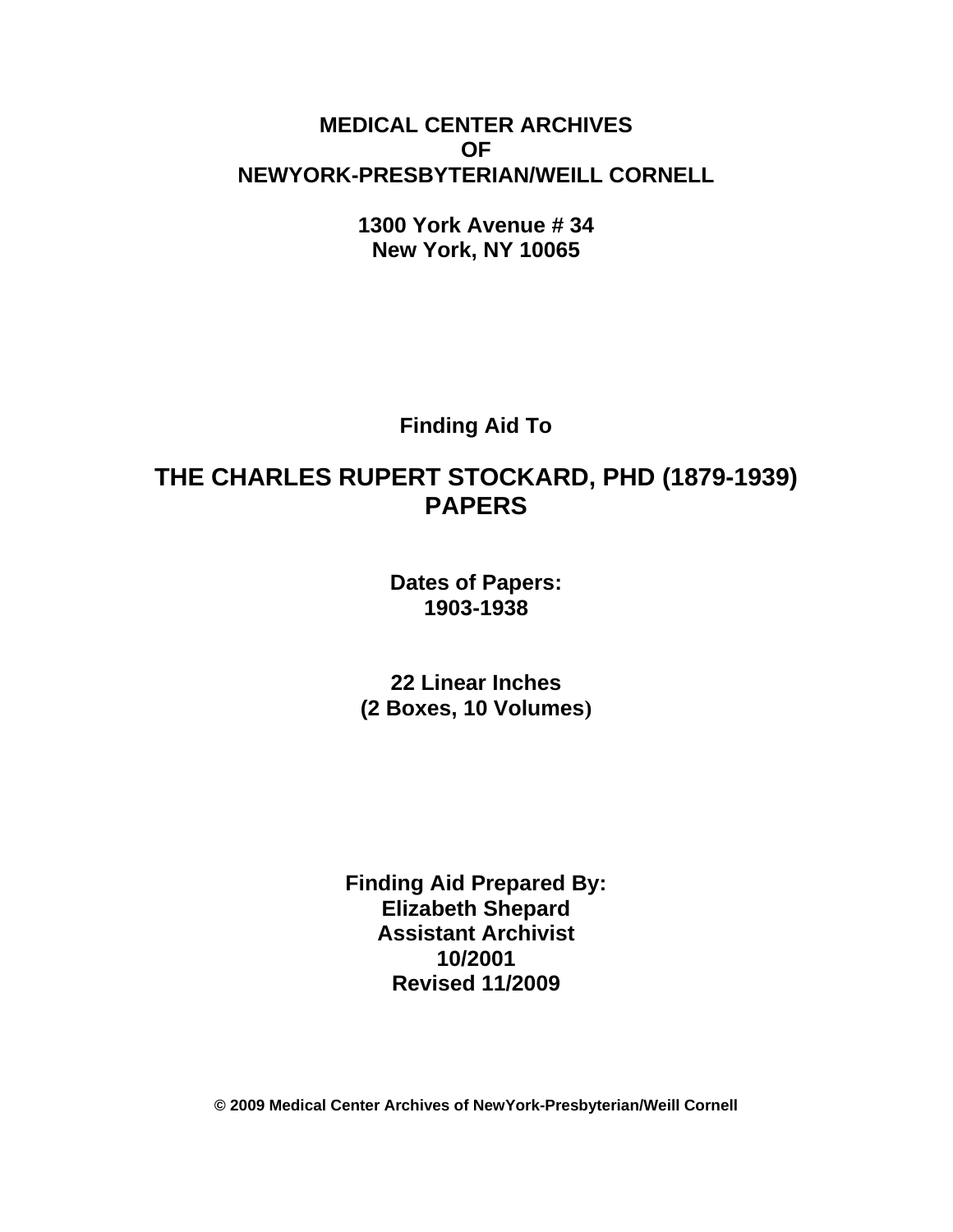**MEDICAL CENTER ARCHIVES**
**OF**
**NEWYORK-PRESBYTERIAN/WEILL CORNELL**

**1300 York Avenue # 34**
**New York, NY 10065**

**Finding Aid To**

# THE CHARLES RUPERT STOCKARD, PHD (1879-1939) PAPERS

**Dates of Papers:**
**1903-1938**

**22 Linear Inches**
**(2 Boxes, 10 Volumes)**

**Finding Aid Prepared By:**
**Elizabeth Shepard**
**Assistant Archivist**
**10/2001**
**Revised 11/2009**

**© 2009 Medical Center Archives of NewYork-Presbyterian/Weill Cornell**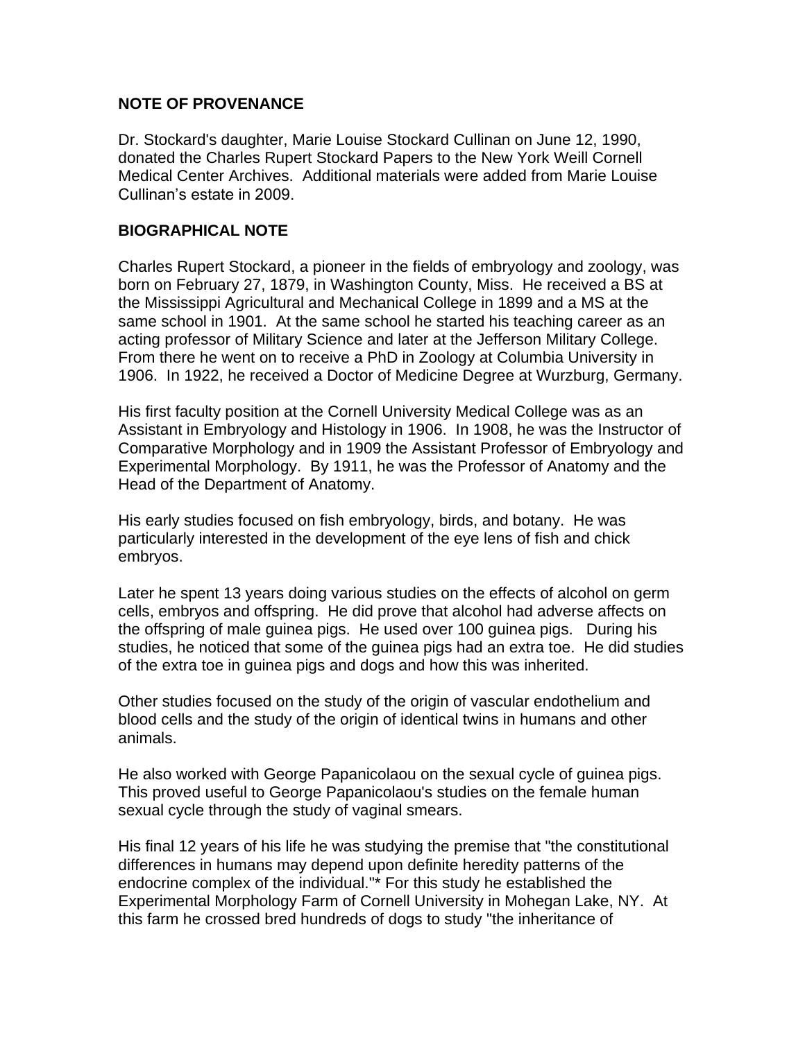**NOTE OF PROVENANCE**

Dr. Stockard's daughter, Marie Louise Stockard Cullinan on June 12, 1990, donated the Charles Rupert Stockard Papers to the New York Weill Cornell Medical Center Archives. Additional materials were added from Marie Louise Cullinan's estate in 2009.

**BIOGRAPHICAL NOTE**

Charles Rupert Stockard, a pioneer in the fields of embryology and zoology, was born on February 27, 1879, in Washington County, Miss. He received a BS at the Mississippi Agricultural and Mechanical College in 1899 and a MS at the same school in 1901. At the same school he started his teaching career as an acting professor of Military Science and later at the Jefferson Military College. From there he went on to receive a PhD in Zoology at Columbia University in 1906. In 1922, he received a Doctor of Medicine Degree at Wurzburg, Germany.

His first faculty position at the Cornell University Medical College was as an Assistant in Embryology and Histology in 1906. In 1908, he was the Instructor of Comparative Morphology and in 1909 the Assistant Professor of Embryology and Experimental Morphology. By 1911, he was the Professor of Anatomy and the Head of the Department of Anatomy.

His early studies focused on fish embryology, birds, and botany. He was particularly interested in the development of the eye lens of fish and chick embryos.

Later he spent 13 years doing various studies on the effects of alcohol on germ cells, embryos and offspring. He did prove that alcohol had adverse affects on the offspring of male guinea pigs. He used over 100 guinea pigs. During his studies, he noticed that some of the guinea pigs had an extra toe. He did studies of the extra toe in guinea pigs and dogs and how this was inherited.

Other studies focused on the study of the origin of vascular endothelium and blood cells and the study of the origin of identical twins in humans and other animals.

He also worked with George Papanicolaou on the sexual cycle of guinea pigs. This proved useful to George Papanicolaou's studies on the female human sexual cycle through the study of vaginal smears.

His final 12 years of his life he was studying the premise that "the constitutional differences in humans may depend upon definite heredity patterns of the endocrine complex of the individual."* For this study he established the Experimental Morphology Farm of Cornell University in Mohegan Lake, NY. At this farm he crossed bred hundreds of dogs to study "the inheritance of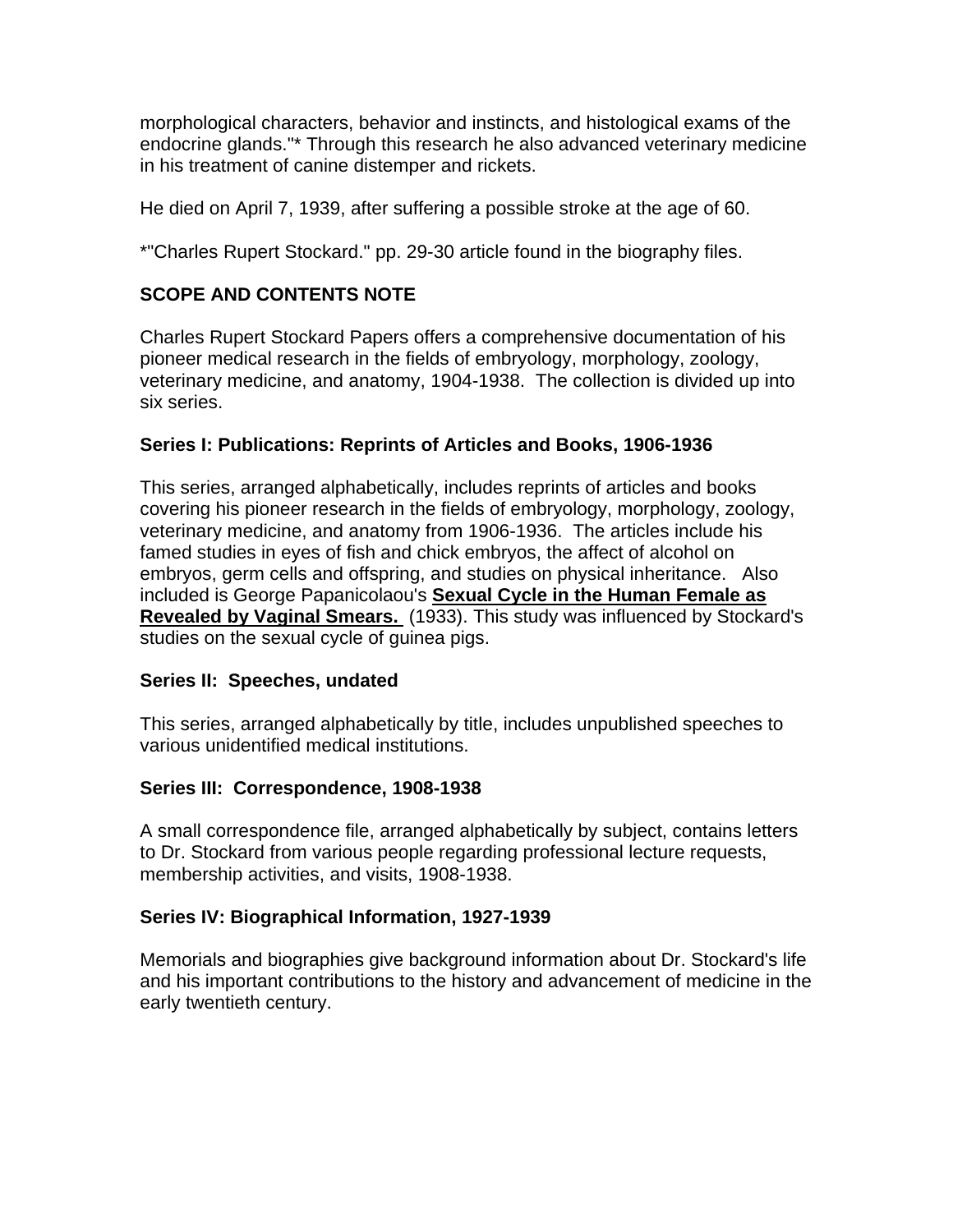morphological characters, behavior and instincts, and histological exams of the endocrine glands."* Through this research he also advanced veterinary medicine in his treatment of canine distemper and rickets.

He died on April 7, 1939, after suffering a possible stroke at the age of 60.

*"Charles Rupert Stockard." pp. 29-30 article found in the biography files.

## SCOPE AND CONTENTS NOTE

Charles Rupert Stockard Papers offers a comprehensive documentation of his pioneer medical research in the fields of embryology, morphology, zoology, veterinary medicine, and anatomy, 1904-1938. The collection is divided up into six series.

### Series I: Publications: Reprints of Articles and Books, 1906-1936

This series, arranged alphabetically, includes reprints of articles and books covering his pioneer research in the fields of embryology, morphology, zoology, veterinary medicine, and anatomy from 1906-1936. The articles include his famed studies in eyes of fish and chick embryos, the affect of alcohol on embryos, germ cells and offspring, and studies on physical inheritance. Also included is George Papanicolaou's **Sexual Cycle in the Human Female as Revealed by Vaginal Smears.** (1933). This study was influenced by Stockard's studies on the sexual cycle of guinea pigs.

### Series II: Speeches, undated

This series, arranged alphabetically by title, includes unpublished speeches to various unidentified medical institutions.

### Series III: Correspondence, 1908-1938

A small correspondence file, arranged alphabetically by subject, contains letters to Dr. Stockard from various people regarding professional lecture requests, membership activities, and visits, 1908-1938.

### Series IV: Biographical Information, 1927-1939

Memorials and biographies give background information about Dr. Stockard's life and his important contributions to the history and advancement of medicine in the early twentieth century.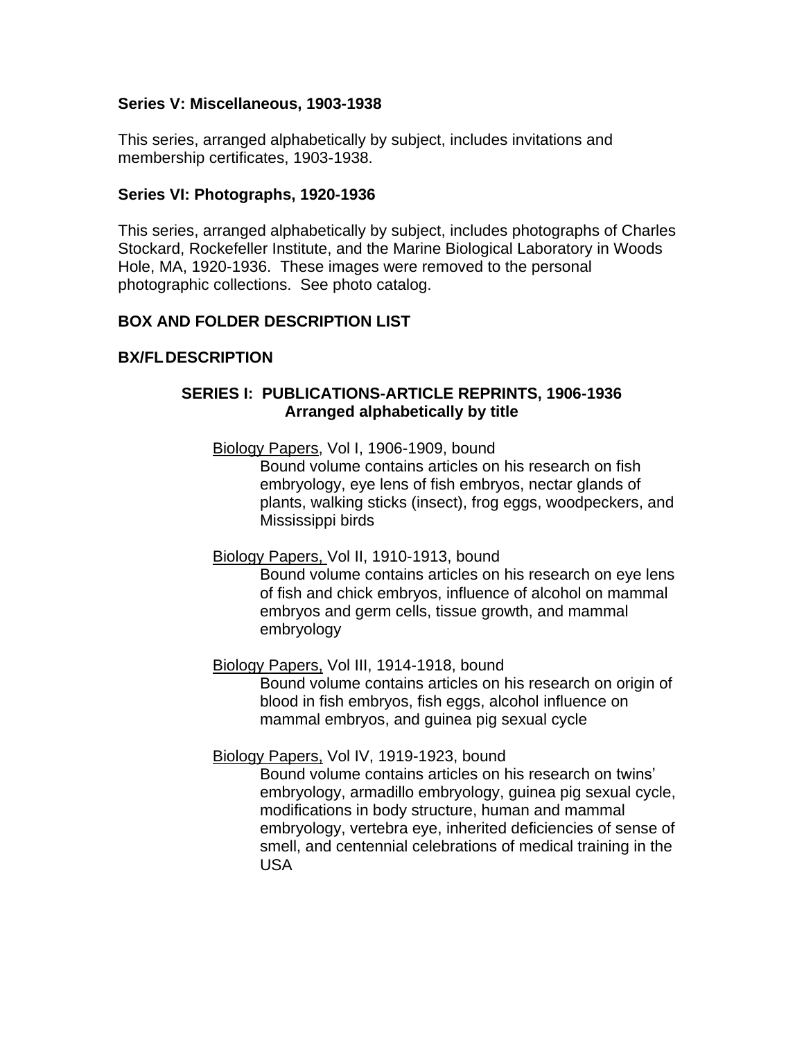**Series V: Miscellaneous, 1903-1938**

This series, arranged alphabetically by subject, includes invitations and membership certificates, 1903-1938.

**Series VI: Photographs, 1920-1936**

This series, arranged alphabetically by subject, includes photographs of Charles Stockard, Rockefeller Institute, and the Marine Biological Laboratory in Woods Hole, MA, 1920-1936. These images were removed to the personal photographic collections. See photo catalog.

**BOX AND FOLDER DESCRIPTION LIST**

**BX/FL DESCRIPTION**

**SERIES I: PUBLICATIONS-ARTICLE REPRINTS, 1906-1936**
**Arranged alphabetically by title**

<u>Biology Papers</u>, Vol I, 1906-1909, bound

Bound volume contains articles on his research on fish embryology, eye lens of fish embryos, nectar glands of plants, walking sticks (insect), frog eggs, woodpeckers, and Mississippi birds

<u>Biology Papers,</u> Vol II, 1910-1913, bound

Bound volume contains articles on his research on eye lens of fish and chick embryos, influence of alcohol on mammal embryos and germ cells, tissue growth, and mammal embryology

<u>Biology Papers,</u> Vol III, 1914-1918, bound

Bound volume contains articles on his research on origin of blood in fish embryos, fish eggs, alcohol influence on mammal embryos, and guinea pig sexual cycle

<u>Biology Papers,</u> Vol IV, 1919-1923, bound

Bound volume contains articles on his research on twins' embryology, armadillo embryology, guinea pig sexual cycle, modifications in body structure, human and mammal embryology, vertebra eye, inherited deficiencies of sense of smell, and centennial celebrations of medical training in the USA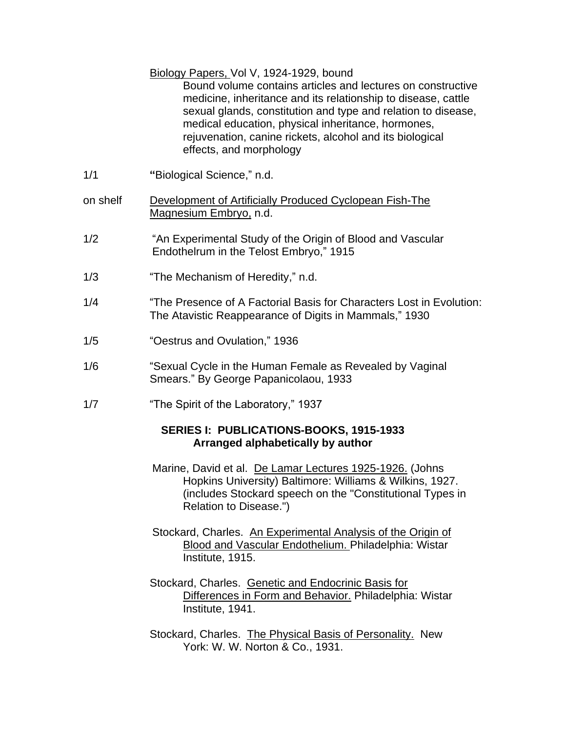Biology Papers, Vol V, 1924-1929, bound

Bound volume contains articles and lectures on constructive medicine, inheritance and its relationship to disease, cattle sexual glands, constitution and type and relation to disease, medical education, physical inheritance, hormones, rejuvenation, canine rickets, alcohol and its biological effects, and morphology

1/1 "Biological Science," n.d.

on shelf Development of Artificially Produced Cyclopean Fish-The Magnesium Embryo, n.d.

1/2 "An Experimental Study of the Origin of Blood and Vascular Endothelrum in the Telost Embryo," 1915

1/3 "The Mechanism of Heredity," n.d.

1/4 "The Presence of A Factorial Basis for Characters Lost in Evolution: The Atavistic Reappearance of Digits in Mammals," 1930

1/5 "Oestrus and Ovulation," 1936

1/6 "Sexual Cycle in the Human Female as Revealed by Vaginal Smears." By George Papanicolaou, 1933

1/7 "The Spirit of the Laboratory," 1937

**SERIES I: PUBLICATIONS-BOOKS, 1915-1933**
**Arranged alphabetically by author**

Marine, David et al. De Lamar Lectures 1925-1926. (Johns Hopkins University) Baltimore: Williams & Wilkins, 1927. (includes Stockard speech on the "Constitutional Types in Relation to Disease.")

Stockard, Charles. An Experimental Analysis of the Origin of Blood and Vascular Endothelium. Philadelphia: Wistar Institute, 1915.

Stockard, Charles. Genetic and Endocrinic Basis for Differences in Form and Behavior. Philadelphia: Wistar Institute, 1941.

Stockard, Charles. The Physical Basis of Personality. New York: W. W. Norton & Co., 1931.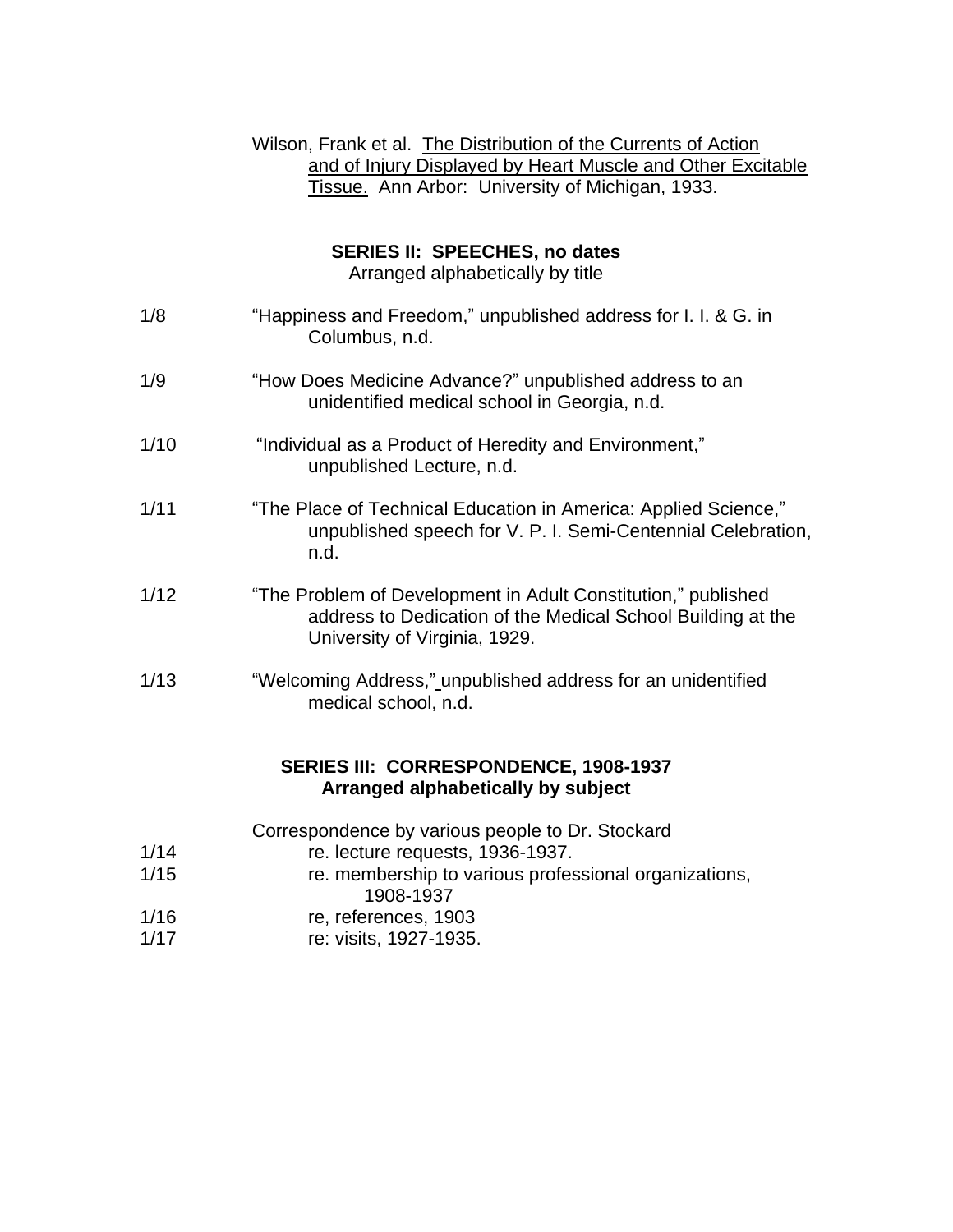Wilson, Frank et al. The Distribution of the Currents of Action and of Injury Displayed by Heart Muscle and Other Excitable Tissue. Ann Arbor: University of Michigan, 1933.

## SERIES II: SPEECHES, no dates

Arranged alphabetically by title

| | |
|---|---|
| 1/8 | "Happiness and Freedom," unpublished address for I. I. & G. in Columbus, n.d. |
| 1/9 | "How Does Medicine Advance?" unpublished address to an unidentified medical school in Georgia, n.d. |
| 1/10 | "Individual as a Product of Heredity and Environment," unpublished Lecture, n.d. |
| 1/11 | "The Place of Technical Education in America: Applied Science," unpublished speech for V. P. I. Semi-Centennial Celebration, n.d. |
| 1/12 | "The Problem of Development in Adult Constitution," published address to Dedication of the Medical School Building at the University of Virginia, 1929. |
| 1/13 | "Welcoming Address," unpublished address for an unidentified medical school, n.d. |

## SERIES III: CORRESPONDENCE, 1908-1937

**Arranged alphabetically by subject**

Correspondence by various people to Dr. Stockard

| | |
|---|---|
| 1/14 | re. lecture requests, 1936-1937. |
| 1/15 | re. membership to various professional organizations, 1908-1937 |
| 1/16 | re, references, 1903 |
| 1/17 | re: visits, 1927-1935. |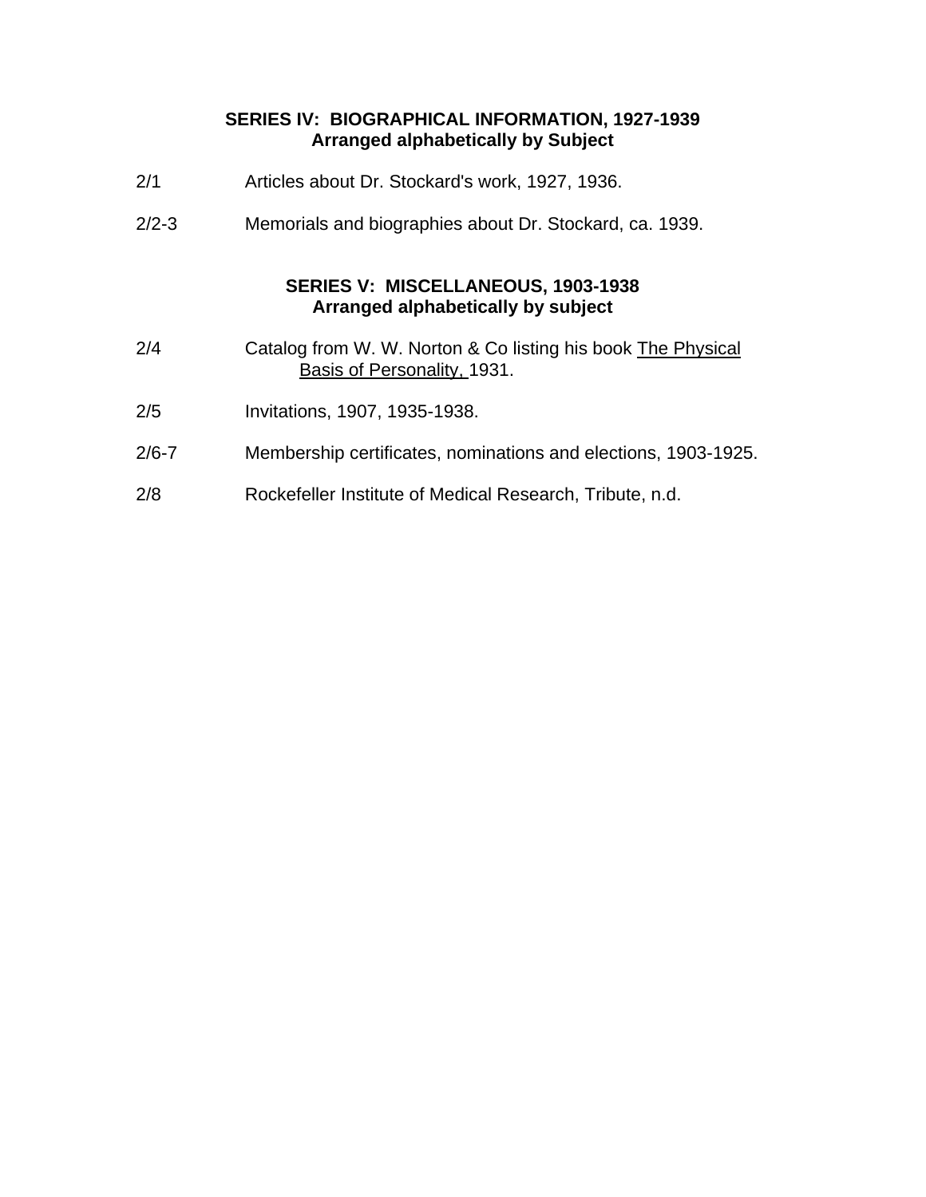## SERIES IV: BIOGRAPHICAL INFORMATION, 1927-1939
**Arranged alphabetically by Subject**

2/1 Articles about Dr. Stockard's work, 1927, 1936.

2/2-3 Memorials and biographies about Dr. Stockard, ca. 1939.

## SERIES V: MISCELLANEOUS, 1903-1938
**Arranged alphabetically by subject**

2/4 Catalog from W. W. Norton & Co listing his book <u>The Physical Basis of Personality,</u> 1931.

2/5 Invitations, 1907, 1935-1938.

2/6-7 Membership certificates, nominations and elections, 1903-1925.

2/8 Rockefeller Institute of Medical Research, Tribute, n.d.